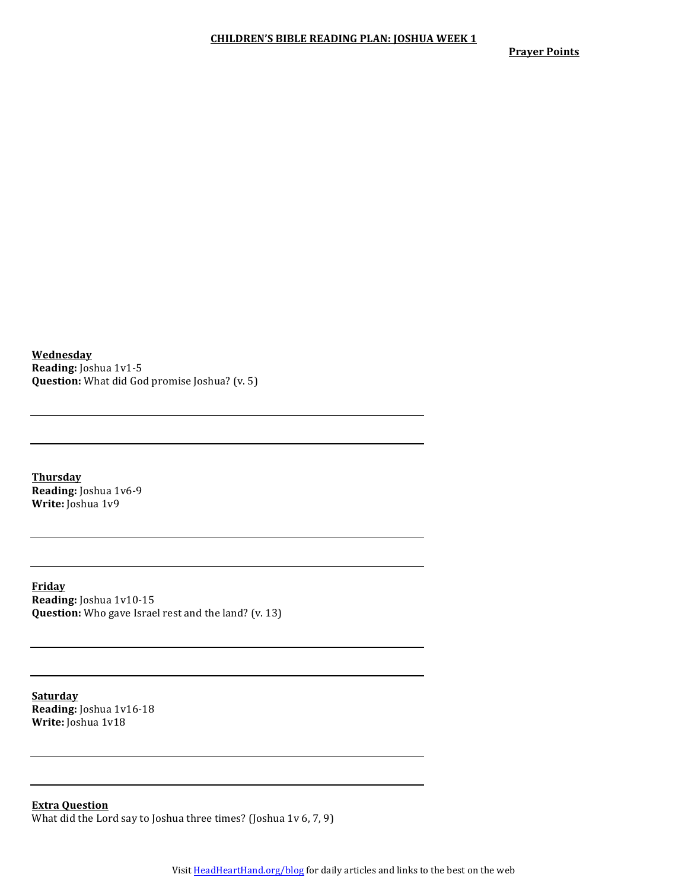# CHILDREN'S BIBLE READING PLAN: JOSHUA WEEK 1

**Prayer Points**

**Wednesday**
**Reading:** Joshua 1v1-5
**Question:** What did God promise Joshua? (v. 5)

**Thursday**
**Reading:** Joshua 1v6-9
**Write:** Joshua 1v9

**Friday**
**Reading:** Joshua 1v10-15
**Question:** Who gave Israel rest and the land? (v. 13)

**Saturday**
**Reading:** Joshua 1v16-18
**Write:** Joshua 1v18

**Extra Question**
What did the Lord say to Joshua three times? (Joshua 1v 6, 7, 9)

Visit HeadHeartHand.org/blog for daily articles and links to the best on the web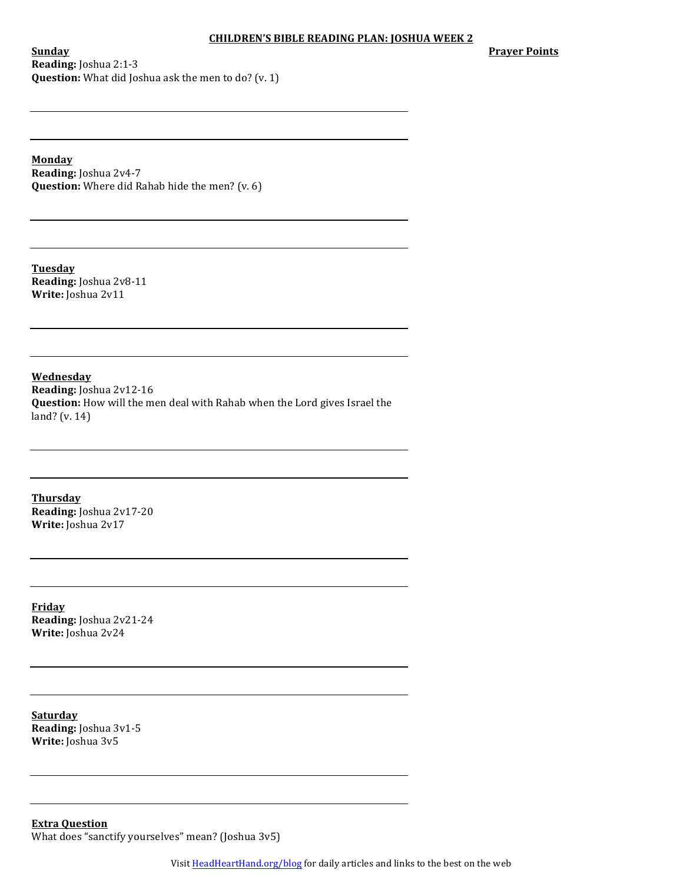**CHILDREN'S BIBLE READING PLAN: JOSHUA WEEK 2**

**Prayer Points**

**Sunday**
**Reading:** Joshua 2:1-3
**Question:** What did Joshua ask the men to do? (v. 1)

**Monday**
**Reading:** Joshua 2v4-7
**Question:** Where did Rahab hide the men? (v. 6)

**Tuesday**
**Reading:** Joshua 2v8-11
**Write:** Joshua 2v11

**Wednesday**
**Reading:** Joshua 2v12-16
**Question:** How will the men deal with Rahab when the Lord gives Israel the land? (v. 14)

**Thursday**
**Reading:** Joshua 2v17-20
**Write:** Joshua 2v17

**Friday**
**Reading:** Joshua 2v21-24
**Write:** Joshua 2v24

**Saturday**
**Reading:** Joshua 3v1-5
**Write:** Joshua 3v5

**Extra Question**
What does "sanctify yourselves" mean? (Joshua 3v5)

Visit HeadHeartHand.org/blog for daily articles and links to the best on the web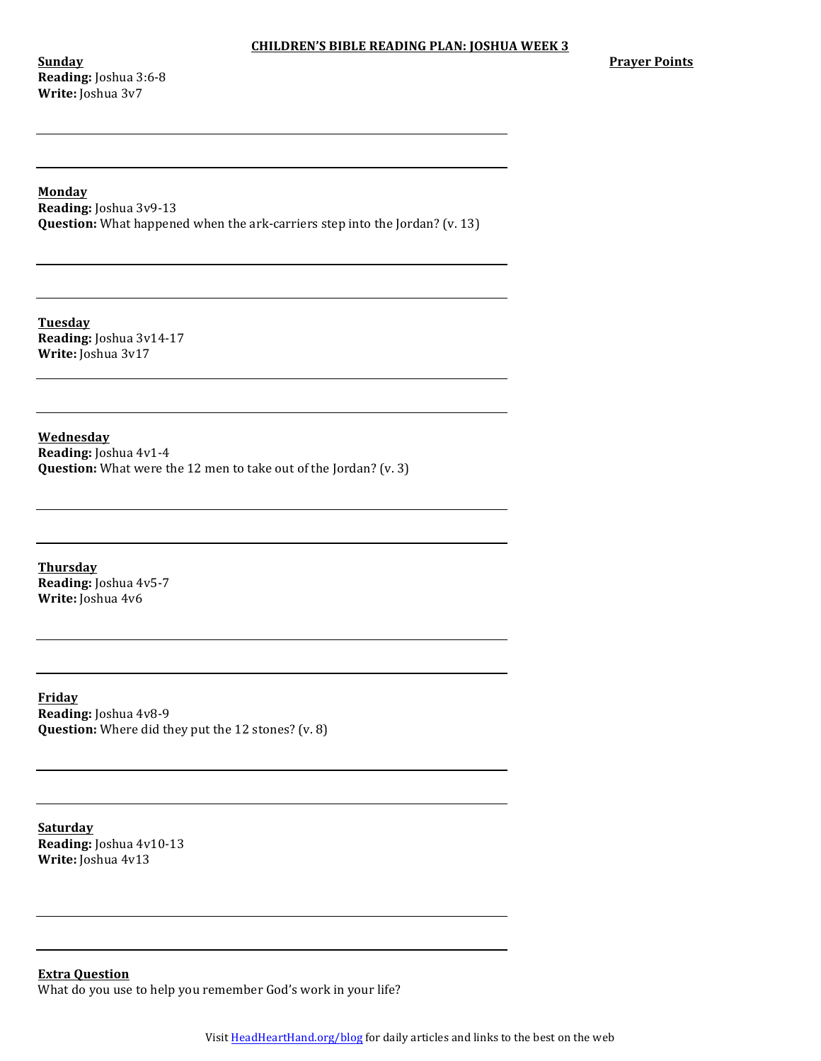# CHILDREN'S BIBLE READING PLAN: JOSHUA WEEK 3

**Sunday**
**Reading:** Joshua 3:6-8
**Write:** Joshua 3v7

**Prayer Points**

**Monday**
**Reading:** Joshua 3v9-13
**Question:** What happened when the ark-carriers step into the Jordan? (v. 13)

**Tuesday**
**Reading:** Joshua 3v14-17
**Write:** Joshua 3v17

**Wednesday**
**Reading:** Joshua 4v1-4
**Question:** What were the 12 men to take out of the Jordan? (v. 3)

**Thursday**
**Reading:** Joshua 4v5-7
**Write:** Joshua 4v6

**Friday**
**Reading:** Joshua 4v8-9
**Question:** Where did they put the 12 stones? (v. 8)

**Saturday**
**Reading:** Joshua 4v10-13
**Write:** Joshua 4v13

**Extra Question**
What do you use to help you remember God's work in your life?

Visit HeadHeartHand.org/blog for daily articles and links to the best on the web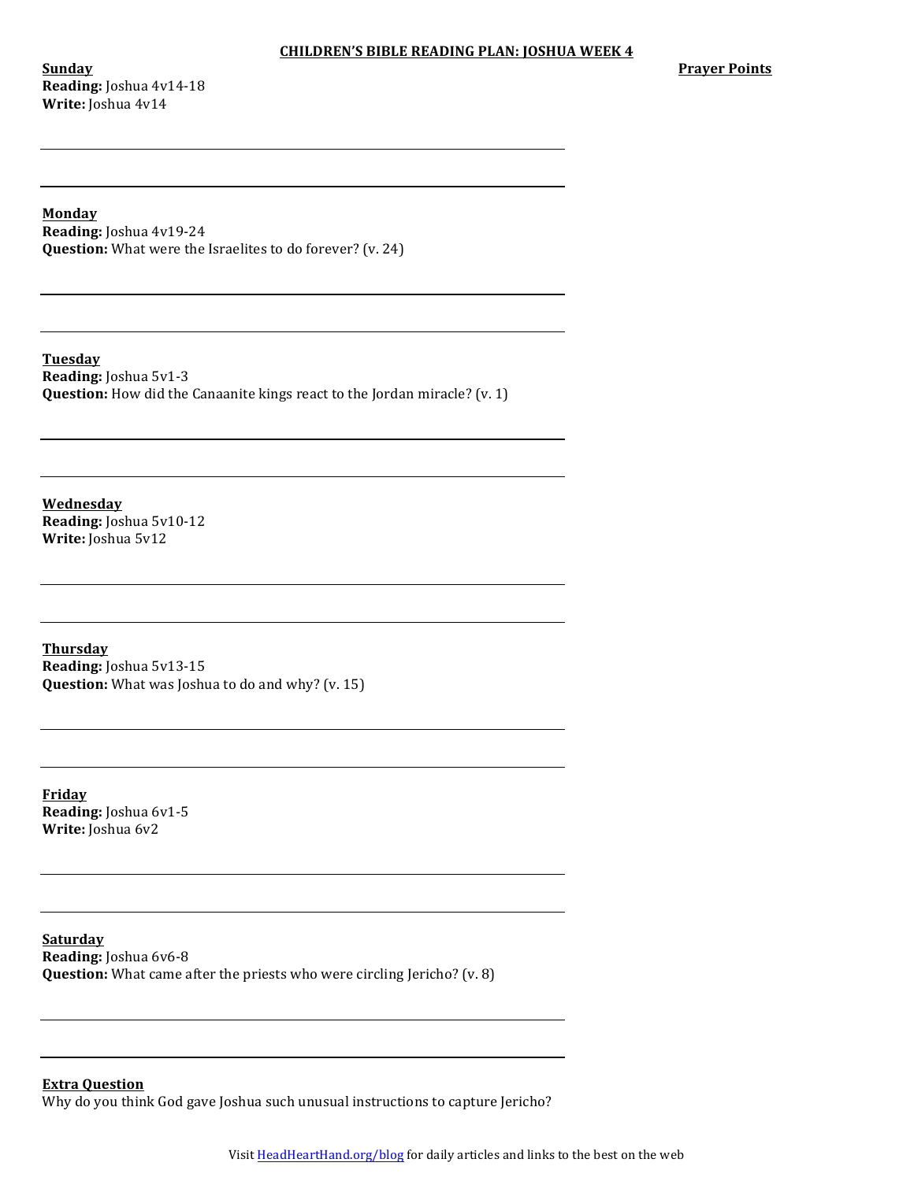**CHILDREN'S BIBLE READING PLAN: JOSHUA WEEK 4**

**Prayer Points**

**Sunday**
**Reading:** Joshua 4v14-18
**Write:** Joshua 4v14

**Monday**
**Reading:** Joshua 4v19-24
**Question:** What were the Israelites to do forever? (v. 24)

**Tuesday**
**Reading:** Joshua 5v1-3
**Question:** How did the Canaanite kings react to the Jordan miracle? (v. 1)

**Wednesday**
**Reading:** Joshua 5v10-12
**Write:** Joshua 5v12

**Thursday**
**Reading:** Joshua 5v13-15
**Question:** What was Joshua to do and why? (v. 15)

**Friday**
**Reading:** Joshua 6v1-5
**Write:** Joshua 6v2

**Saturday**
**Reading:** Joshua 6v6-8
**Question:** What came after the priests who were circling Jericho? (v. 8)

**Extra Question**
Why do you think God gave Joshua such unusual instructions to capture Jericho?

Visit HeadHeartHand.org/blog for daily articles and links to the best on the web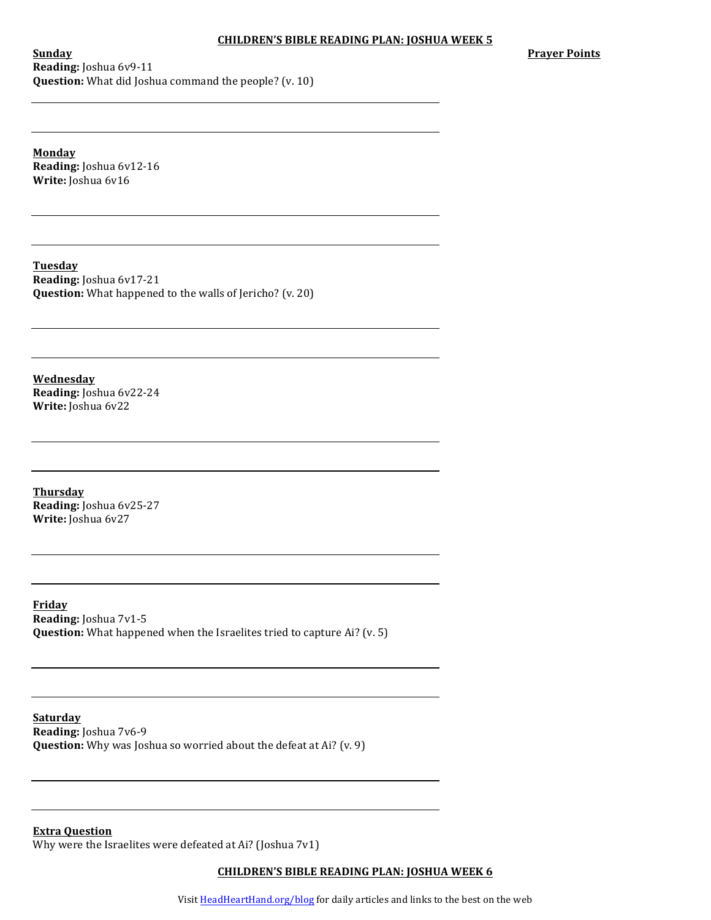## CHILDREN'S BIBLE READING PLAN: JOSHUA WEEK 5

**Prayer Points**

**Sunday**
**Reading:** Joshua 6v9-11
**Question:** What did Joshua command the people? (v. 10)

**Monday**
**Reading:** Joshua 6v12-16
**Write:** Joshua 6v16

**Tuesday**
**Reading:** Joshua 6v17-21
**Question:** What happened to the walls of Jericho? (v. 20)

**Wednesday**
**Reading:** Joshua 6v22-24
**Write:** Joshua 6v22

**Thursday**
**Reading:** Joshua 6v25-27
**Write:** Joshua 6v27

**Friday**
**Reading:** Joshua 7v1-5
**Question:** What happened when the Israelites tried to capture Ai? (v. 5)

**Saturday**
**Reading:** Joshua 7v6-9
**Question:** Why was Joshua so worried about the defeat at Ai? (v. 9)

**Extra Question**
Why were the Israelites were defeated at Ai? (Joshua 7v1)

## CHILDREN'S BIBLE READING PLAN: JOSHUA WEEK 6

Visit HeadHeartHand.org/blog for daily articles and links to the best on the web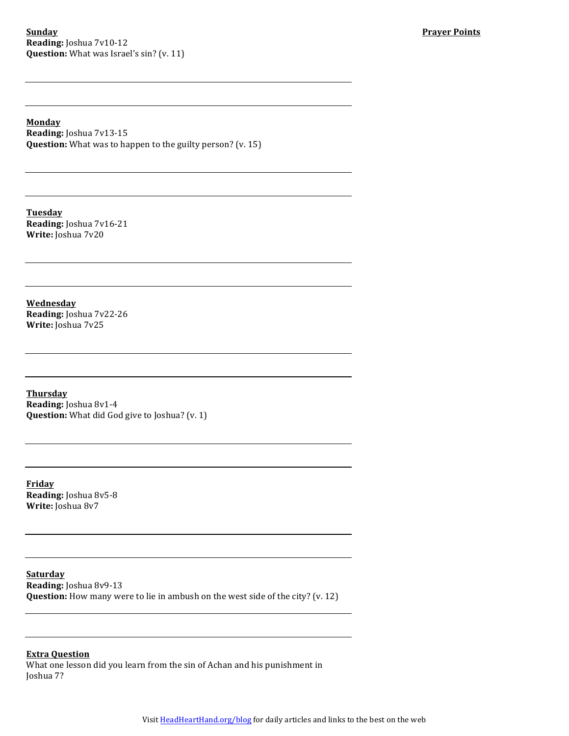**Sunday**
**Reading:** Joshua 7v10-12
**Question:** What was Israel's sin? (v. 11)

**Prayer Points**

---

---

**Monday**
**Reading:** Joshua 7v13-15
**Question:** What was to happen to the guilty person? (v. 15)

---

---

**Tuesday**
**Reading:** Joshua 7v16-21
**Write:** Joshua 7v20

---

---

**Wednesday**
**Reading:** Joshua 7v22-26
**Write:** Joshua 7v25

---

---

**Thursday**
**Reading:** Joshua 8v1-4
**Question:** What did God give to Joshua? (v. 1)

---

---

**Friday**
**Reading:** Joshua 8v5-8
**Write:** Joshua 8v7

---

---

**Saturday**
**Reading:** Joshua 8v9-13
**Question:** How many were to lie in ambush on the west side of the city? (v. 12)

---

---

**Extra Question**
What one lesson did you learn from the sin of Achan and his punishment in Joshua 7?

Visit HeadHeartHand.org/blog for daily articles and links to the best on the web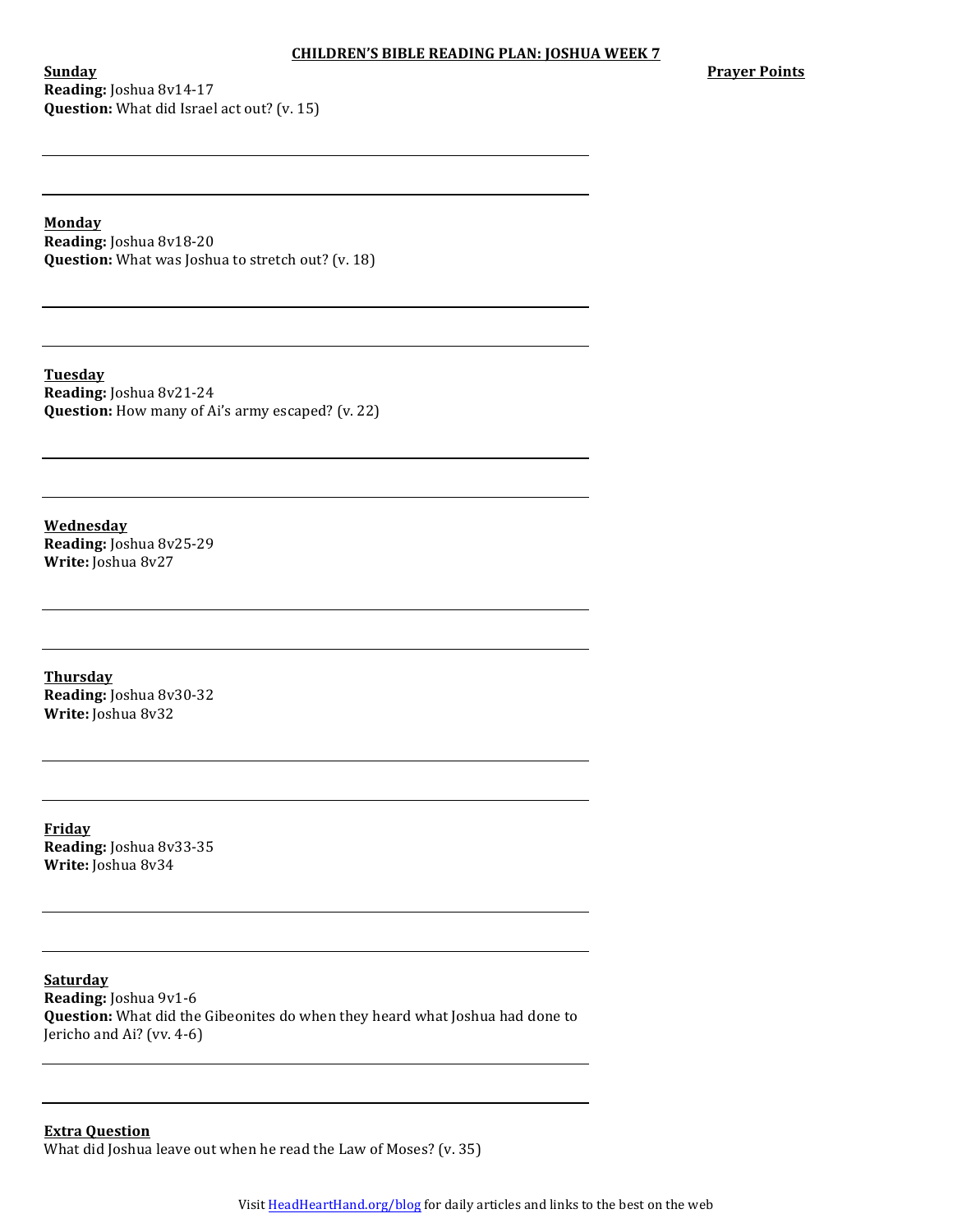# CHILDREN'S BIBLE READING PLAN: JOSHUA WEEK 7

**Prayer Points**

**Sunday**
**Reading:** Joshua 8v14-17
**Question:** What did Israel act out? (v. 15)

**Monday**
**Reading:** Joshua 8v18-20
**Question:** What was Joshua to stretch out? (v. 18)

**Tuesday**
**Reading:** Joshua 8v21-24
**Question:** How many of Ai's army escaped? (v. 22)

**Wednesday**
**Reading:** Joshua 8v25-29
**Write:** Joshua 8v27

**Thursday**
**Reading:** Joshua 8v30-32
**Write:** Joshua 8v32

**Friday**
**Reading:** Joshua 8v33-35
**Write:** Joshua 8v34

**Saturday**
**Reading:** Joshua 9v1-6
**Question:** What did the Gibeonites do when they heard what Joshua had done to Jericho and Ai? (vv. 4-6)

**Extra Question**
What did Joshua leave out when he read the Law of Moses? (v. 35)

Visit HeadHeartHand.org/blog for daily articles and links to the best on the web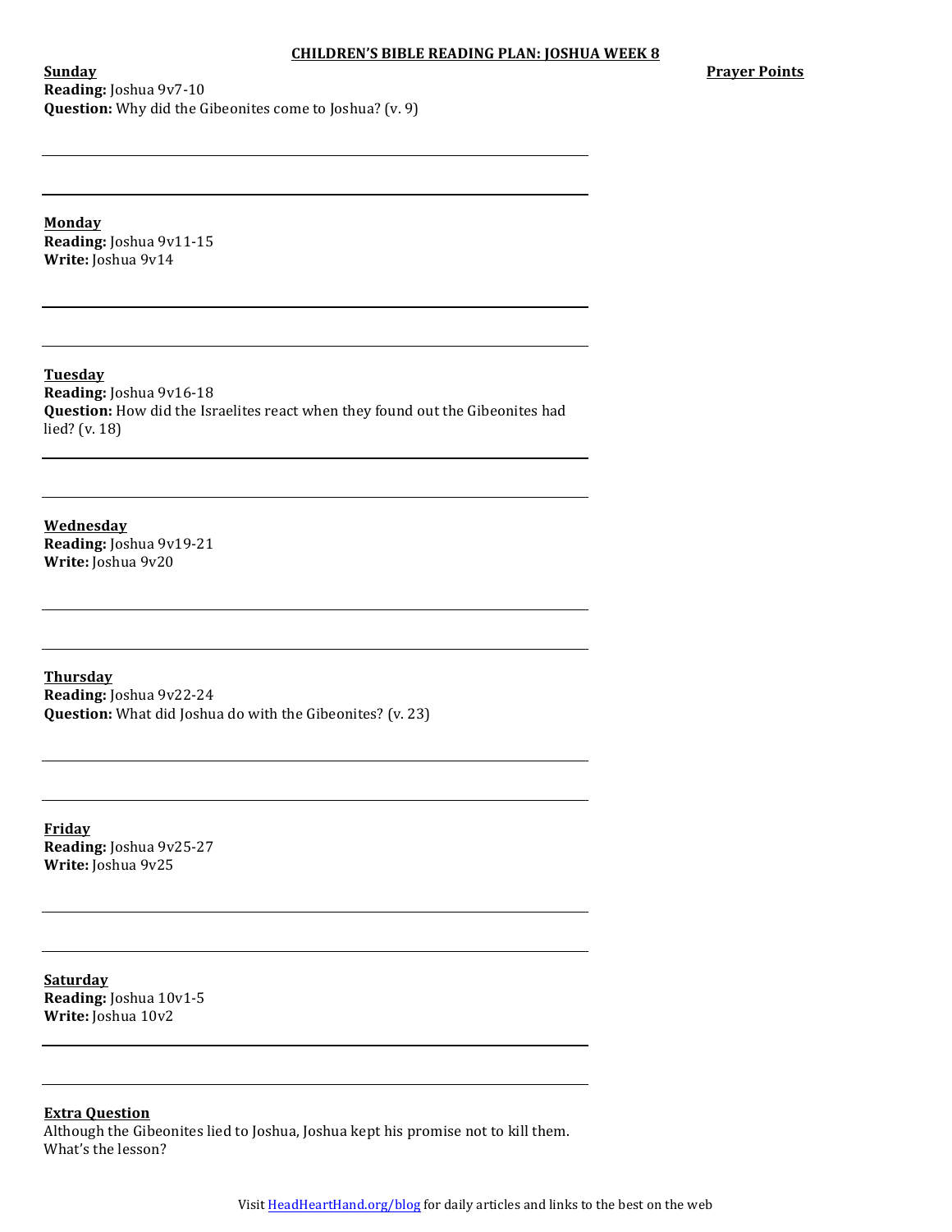# CHILDREN'S BIBLE READING PLAN: JOSHUA WEEK 8

**Prayer Points**

**Sunday**
**Reading:** Joshua 9v7-10
**Question:** Why did the Gibeonites come to Joshua? (v. 9)

**Monday**
**Reading:** Joshua 9v11-15
**Write:** Joshua 9v14

**Tuesday**
**Reading:** Joshua 9v16-18
**Question:** How did the Israelites react when they found out the Gibeonites had lied? (v. 18)

**Wednesday**
**Reading:** Joshua 9v19-21
**Write:** Joshua 9v20

**Thursday**
**Reading:** Joshua 9v22-24
**Question:** What did Joshua do with the Gibeonites? (v. 23)

**Friday**
**Reading:** Joshua 9v25-27
**Write:** Joshua 9v25

**Saturday**
**Reading:** Joshua 10v1-5
**Write:** Joshua 10v2

**Extra Question**
Although the Gibeonites lied to Joshua, Joshua kept his promise not to kill them. What's the lesson?

Visit HeadHeartHand.org/blog for daily articles and links to the best on the web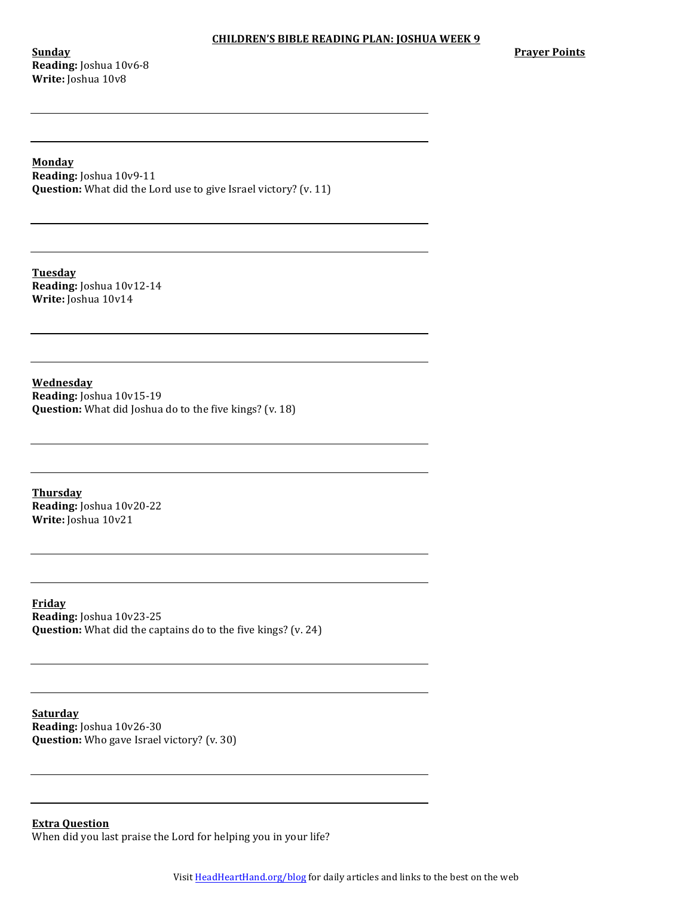# CHILDREN'S BIBLE READING PLAN: JOSHUA WEEK 9

**Prayer Points**

**Sunday**
**Reading:** Joshua 10v6-8
**Write:** Joshua 10v8

**Monday**
**Reading:** Joshua 10v9-11
**Question:** What did the Lord use to give Israel victory? (v. 11)

**Tuesday**
**Reading:** Joshua 10v12-14
**Write:** Joshua 10v14

**Wednesday**
**Reading:** Joshua 10v15-19
**Question:** What did Joshua do to the five kings? (v. 18)

**Thursday**
**Reading:** Joshua 10v20-22
**Write:** Joshua 10v21

**Friday**
**Reading:** Joshua 10v23-25
**Question:** What did the captains do to the five kings? (v. 24)

**Saturday**
**Reading:** Joshua 10v26-30
**Question:** Who gave Israel victory? (v. 30)

**Extra Question**
When did you last praise the Lord for helping you in your life?

Visit HeadHeartHand.org/blog for daily articles and links to the best on the web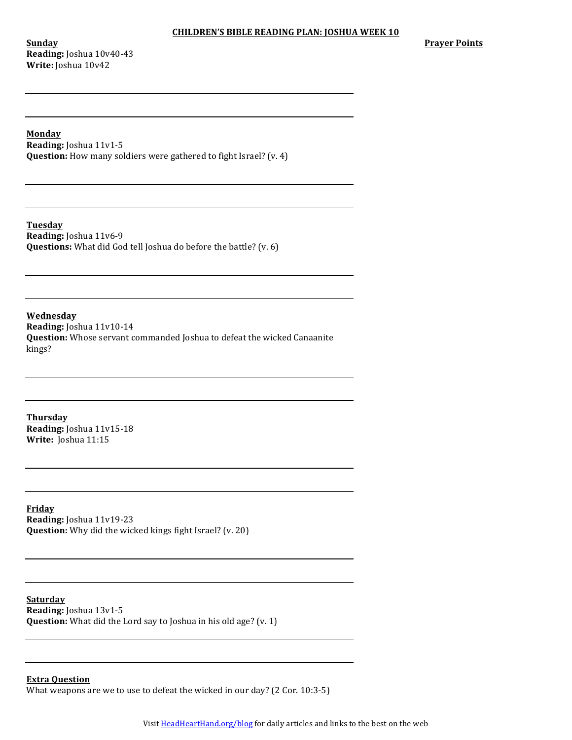# CHILDREN'S BIBLE READING PLAN: JOSHUA WEEK 10

**Prayer Points**

**Sunday**
**Reading:** Joshua 10v40-43
**Write:** Joshua 10v42

**Monday**
**Reading:** Joshua 11v1-5
**Question:** How many soldiers were gathered to fight Israel? (v. 4)

**Tuesday**
**Reading:** Joshua 11v6-9
**Questions:** What did God tell Joshua do before the battle? (v. 6)

**Wednesday**
**Reading:** Joshua 11v10-14
**Question:** Whose servant commanded Joshua to defeat the wicked Canaanite kings?

**Thursday**
**Reading:** Joshua 11v15-18
**Write:** Joshua 11:15

**Friday**
**Reading:** Joshua 11v19-23
**Question:** Why did the wicked kings fight Israel? (v. 20)

**Saturday**
**Reading:** Joshua 13v1-5
**Question:** What did the Lord say to Joshua in his old age? (v. 1)

**Extra Question**
What weapons are we to use to defeat the wicked in our day? (2 Cor. 10:3-5)

Visit HeadHeartHand.org/blog for daily articles and links to the best on the web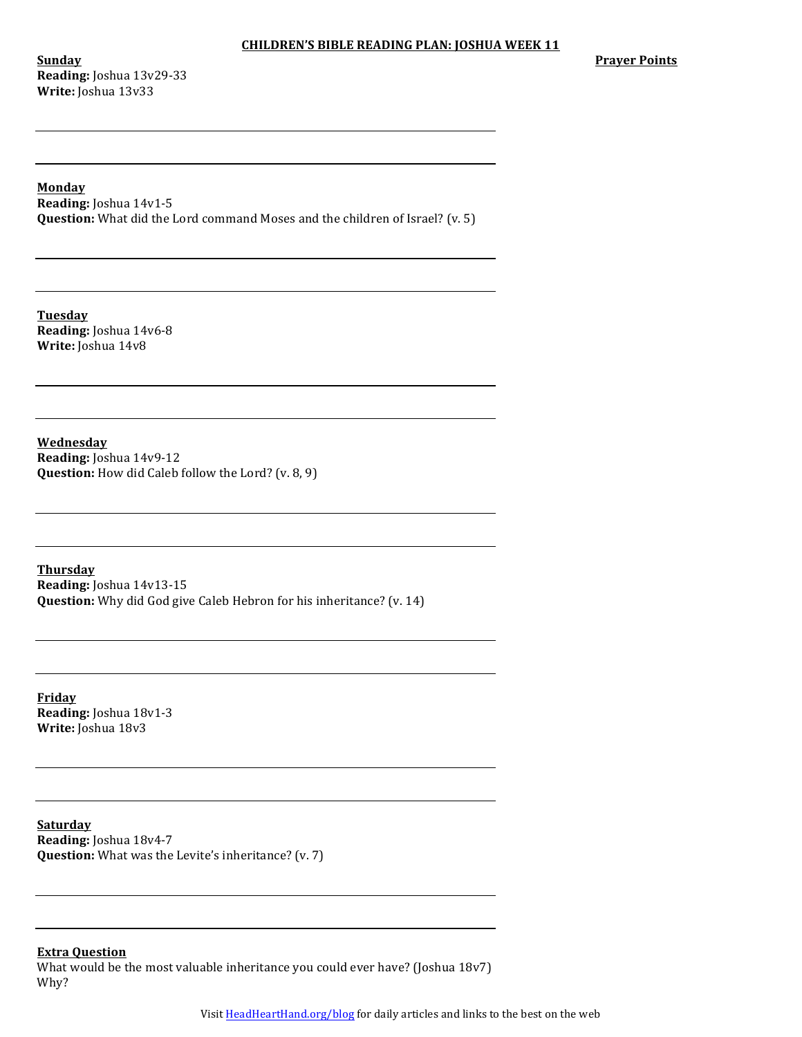# CHILDREN'S BIBLE READING PLAN: JOSHUA WEEK 11

**Prayer Points**

**Sunday**
**Reading:** Joshua 13v29-33
**Write:** Joshua 13v33

**Monday**
**Reading:** Joshua 14v1-5
**Question:** What did the Lord command Moses and the children of Israel? (v. 5)

**Tuesday**
**Reading:** Joshua 14v6-8
**Write:** Joshua 14v8

**Wednesday**
**Reading:** Joshua 14v9-12
**Question:** How did Caleb follow the Lord? (v. 8, 9)

**Thursday**
**Reading:** Joshua 14v13-15
**Question:** Why did God give Caleb Hebron for his inheritance? (v. 14)

**Friday**
**Reading:** Joshua 18v1-3
**Write:** Joshua 18v3

**Saturday**
**Reading:** Joshua 18v4-7
**Question:** What was the Levite's inheritance? (v. 7)

**Extra Question**
What would be the most valuable inheritance you could ever have? (Joshua 18v7) Why?

Visit HeadHeartHand.org/blog for daily articles and links to the best on the web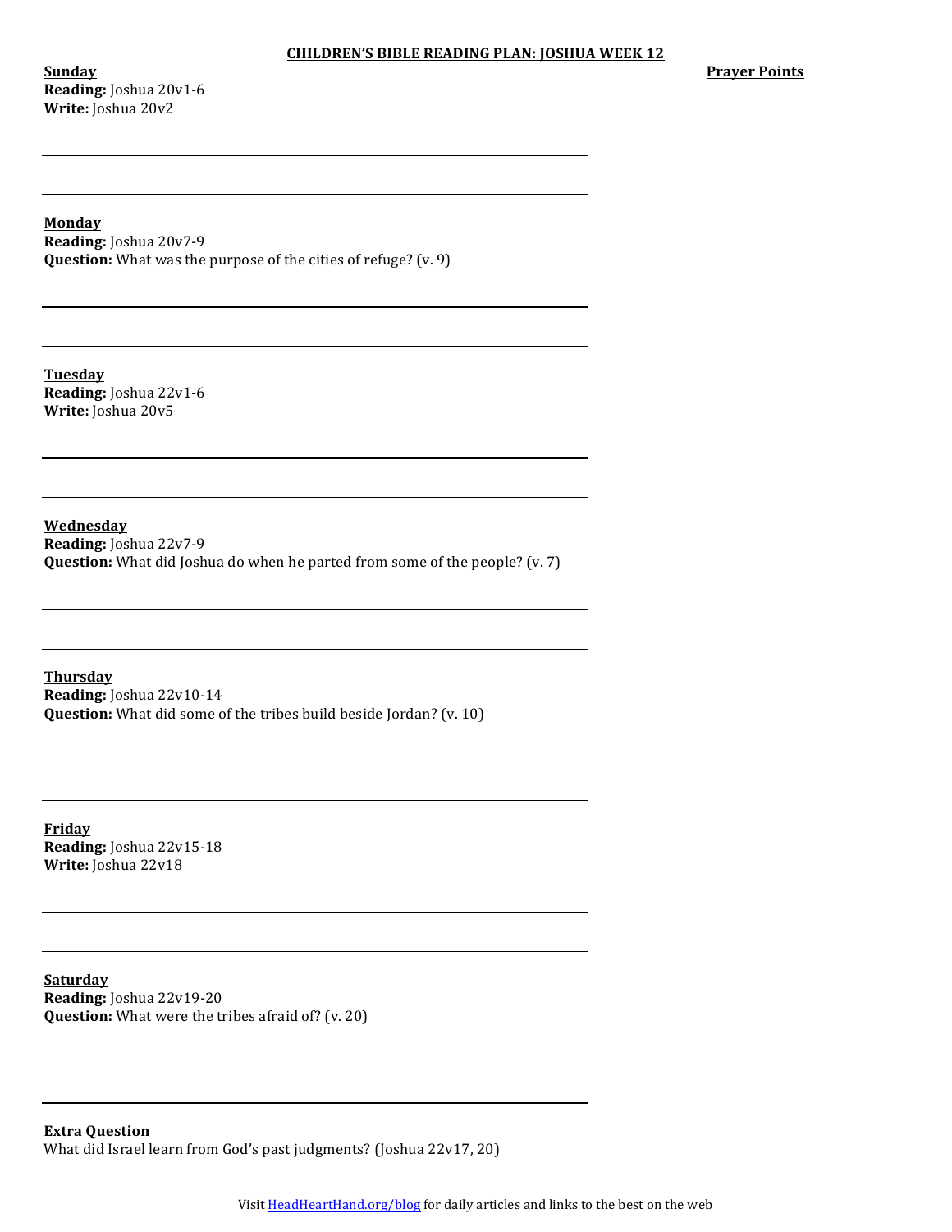# CHILDREN'S BIBLE READING PLAN: JOSHUA WEEK 12

**Prayer Points**

**Sunday**
**Reading:** Joshua 20v1-6
**Write:** Joshua 20v2

**Monday**
**Reading:** Joshua 20v7-9
**Question:** What was the purpose of the cities of refuge? (v. 9)

**Tuesday**
**Reading:** Joshua 22v1-6
**Write:** Joshua 20v5

**Wednesday**
**Reading:** Joshua 22v7-9
**Question:** What did Joshua do when he parted from some of the people? (v. 7)

**Thursday**
**Reading:** Joshua 22v10-14
**Question:** What did some of the tribes build beside Jordan? (v. 10)

**Friday**
**Reading:** Joshua 22v15-18
**Write:** Joshua 22v18

**Saturday**
**Reading:** Joshua 22v19-20
**Question:** What were the tribes afraid of? (v. 20)

**Extra Question**
What did Israel learn from God's past judgments? (Joshua 22v17, 20)

Visit HeadHeartHand.org/blog for daily articles and links to the best on the web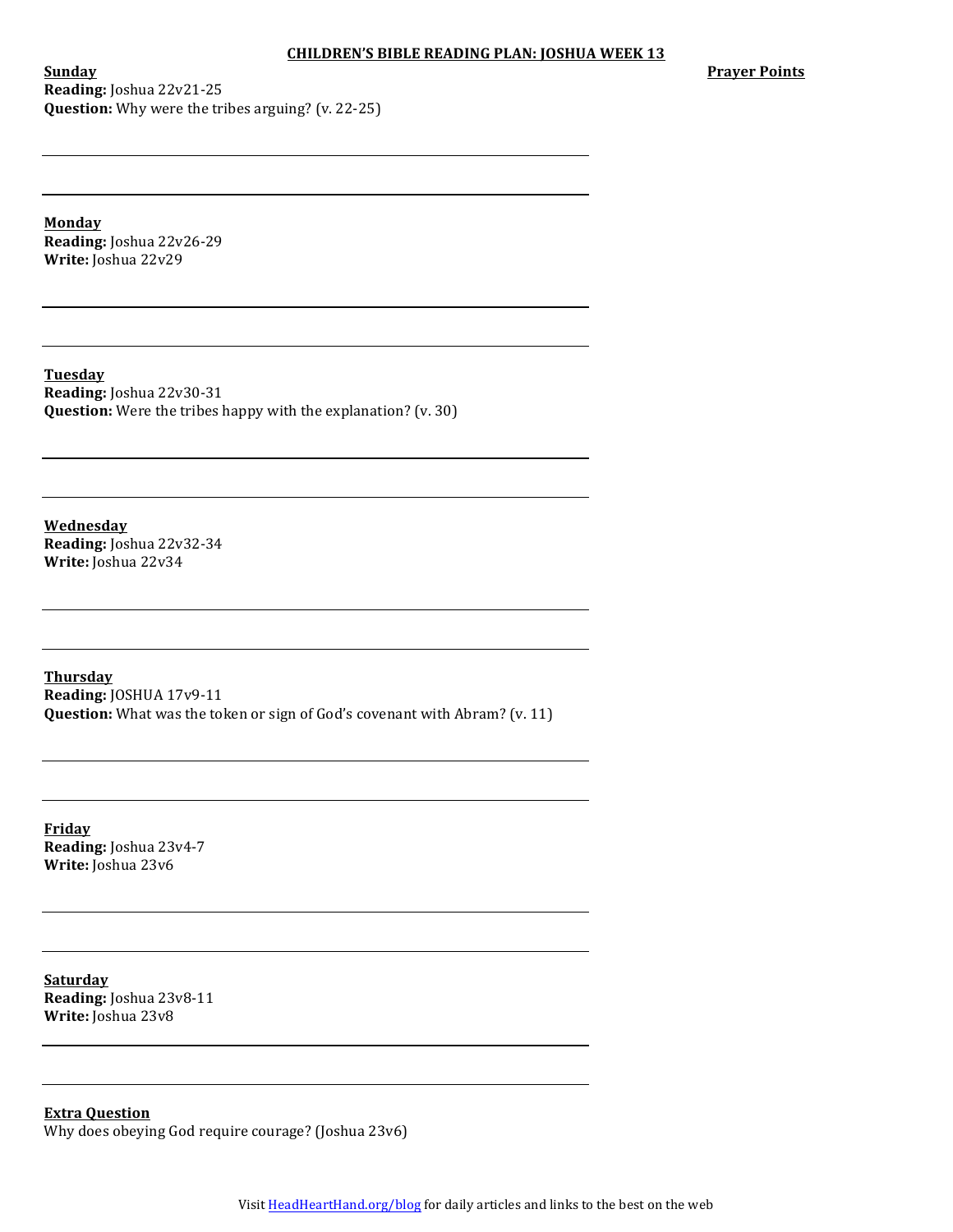# CHILDREN'S BIBLE READING PLAN: JOSHUA WEEK 13

**Prayer Points**

**Sunday**
**Reading:** Joshua 22v21-25
**Question:** Why were the tribes arguing? (v. 22-25)

**Monday**
**Reading:** Joshua 22v26-29
**Write:** Joshua 22v29

**Tuesday**
**Reading:** Joshua 22v30-31
**Question:** Were the tribes happy with the explanation? (v. 30)

**Wednesday**
**Reading:** Joshua 22v32-34
**Write:** Joshua 22v34

**Thursday**
**Reading:** JOSHUA 17v9-11
**Question:** What was the token or sign of God's covenant with Abram? (v. 11)

**Friday**
**Reading:** Joshua 23v4-7
**Write:** Joshua 23v6

**Saturday**
**Reading:** Joshua 23v8-11
**Write:** Joshua 23v8

**Extra Question**
Why does obeying God require courage? (Joshua 23v6)

Visit HeadHeartHand.org/blog for daily articles and links to the best on the web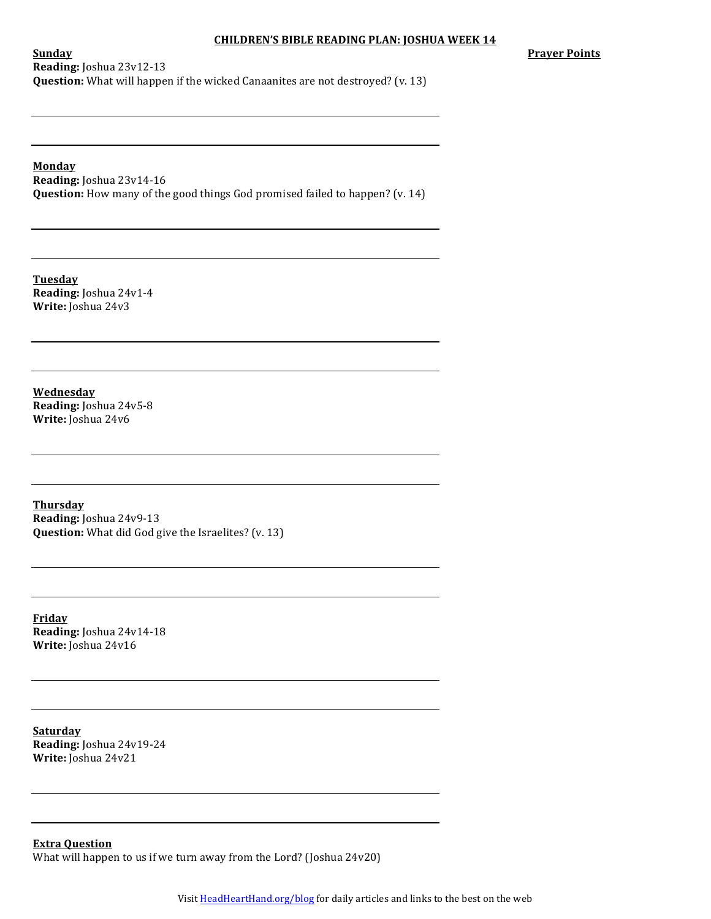# CHILDREN'S BIBLE READING PLAN: JOSHUA WEEK 14

**Prayer Points**

**Sunday**
**Reading:** Joshua 23v12-13
**Question:** What will happen if the wicked Canaanites are not destroyed? (v. 13)

**Monday**
**Reading:** Joshua 23v14-16
**Question:** How many of the good things God promised failed to happen? (v. 14)

**Tuesday**
**Reading:** Joshua 24v1-4
**Write:** Joshua 24v3

**Wednesday**
**Reading:** Joshua 24v5-8
**Write:** Joshua 24v6

**Thursday**
**Reading:** Joshua 24v9-13
**Question:** What did God give the Israelites? (v. 13)

**Friday**
**Reading:** Joshua 24v14-18
**Write:** Joshua 24v16

**Saturday**
**Reading:** Joshua 24v19-24
**Write:** Joshua 24v21

**Extra Question**
What will happen to us if we turn away from the Lord? (Joshua 24v20)

Visit HeadHeartHand.org/blog for daily articles and links to the best on the web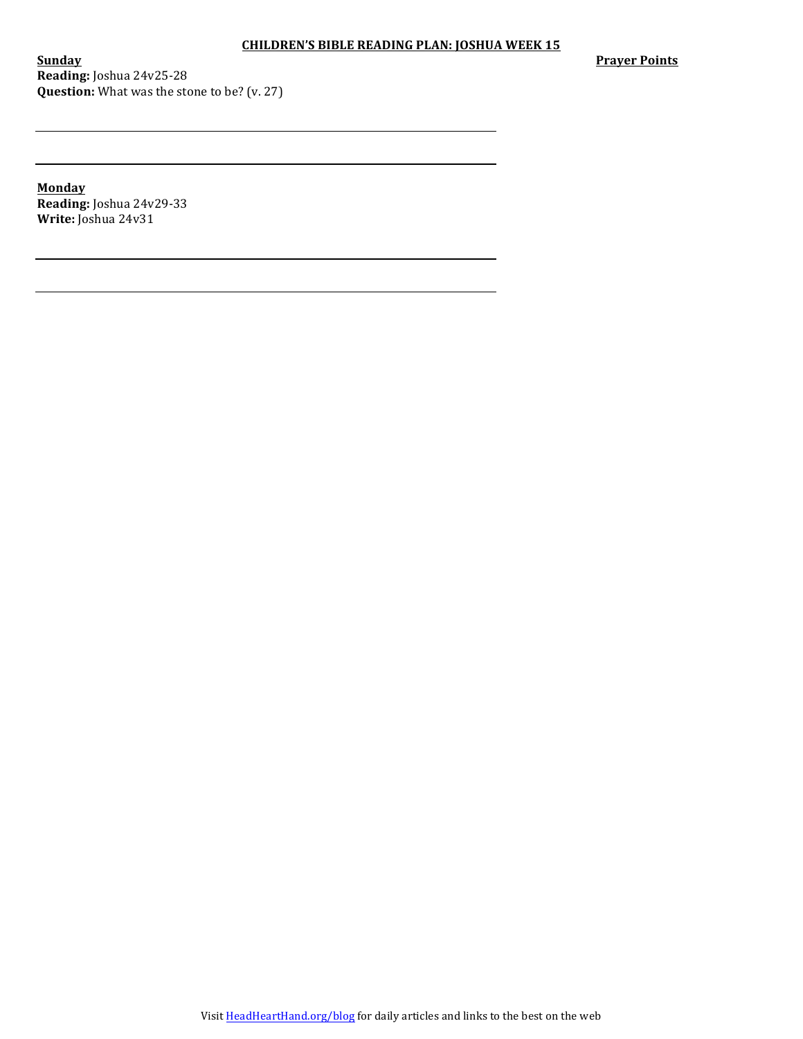# CHILDREN'S BIBLE READING PLAN: JOSHUA WEEK 15

**Sunday**

**Reading:** Joshua 24v25-28

**Question:** What was the stone to be? (v. 27)

**Prayer Points**

**Monday**

**Reading:** Joshua 24v29-33

**Write:** Joshua 24v31

Visit HeadHeartHand.org/blog for daily articles and links to the best on the web